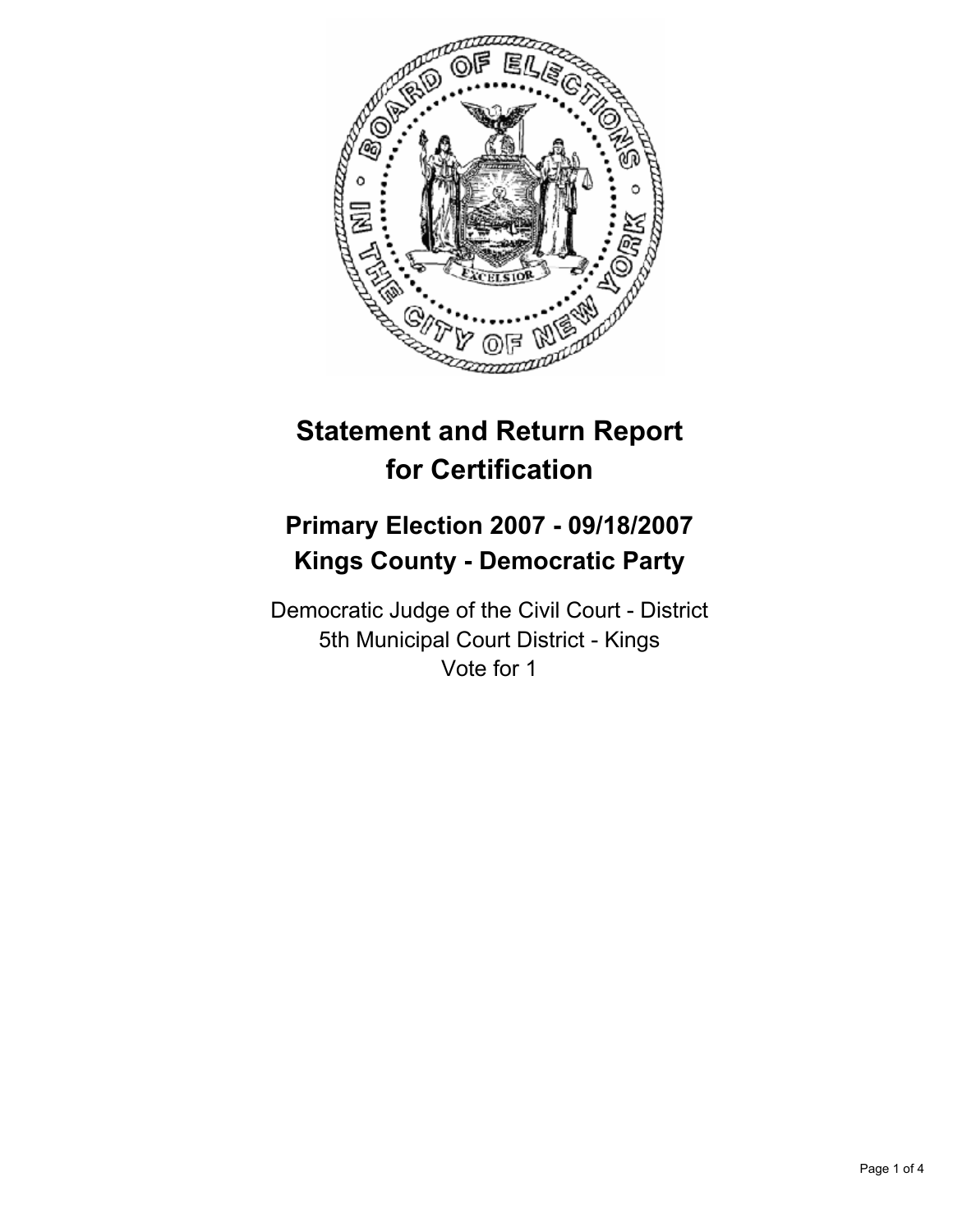# Statement and Return Report for Certification

## Primary Election 2007 - 09/18/2007
## Kings County - Democratic Party

Democratic Judge of the Civil Court - District
5th Municipal Court District - Kings
Vote for 1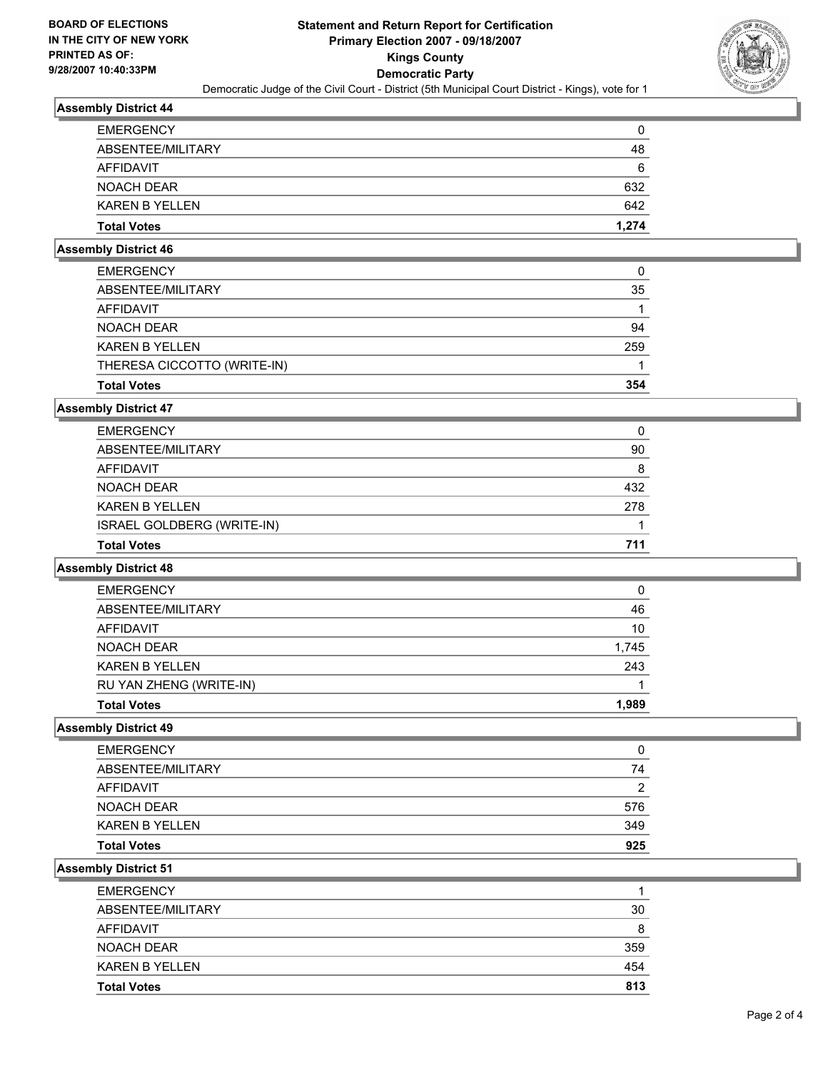**BOARD OF ELECTIONS IN THE CITY OF NEW YORK PRINTED AS OF: 9/28/2007 10:40:33PM**

# Statement and Return Report for Certification
## Primary Election 2007 - 09/18/2007
## Kings County
## Democratic Party

Democratic Judge of the Civil Court - District (5th Municipal Court District - Kings), vote for 1

### Assembly District 44

| | |
|---|---|
| EMERGENCY | 0 |
| ABSENTEE/MILITARY | 48 |
| AFFIDAVIT | 6 |
| NOACH DEAR | 632 |
| KAREN B YELLEN | 642 |
| **Total Votes** | **1,274** |

### Assembly District 46

| | |
|---|---|
| EMERGENCY | 0 |
| ABSENTEE/MILITARY | 35 |
| AFFIDAVIT | 1 |
| NOACH DEAR | 94 |
| KAREN B YELLEN | 259 |
| THERESA CICCOTTO (WRITE-IN) | 1 |
| **Total Votes** | **354** |

### Assembly District 47

| | |
|---|---|
| EMERGENCY | 0 |
| ABSENTEE/MILITARY | 90 |
| AFFIDAVIT | 8 |
| NOACH DEAR | 432 |
| KAREN B YELLEN | 278 |
| ISRAEL GOLDBERG (WRITE-IN) | 1 |
| **Total Votes** | **711** |

### Assembly District 48

| | |
|---|---|
| EMERGENCY | 0 |
| ABSENTEE/MILITARY | 46 |
| AFFIDAVIT | 10 |
| NOACH DEAR | 1,745 |
| KAREN B YELLEN | 243 |
| RU YAN ZHENG (WRITE-IN) | 1 |
| **Total Votes** | **1,989** |

### Assembly District 49

| | |
|---|---|
| EMERGENCY | 0 |
| ABSENTEE/MILITARY | 74 |
| AFFIDAVIT | 2 |
| NOACH DEAR | 576 |
| KAREN B YELLEN | 349 |
| **Total Votes** | **925** |

### Assembly District 51

| | |
|---|---|
| EMERGENCY | 1 |
| ABSENTEE/MILITARY | 30 |
| AFFIDAVIT | 8 |
| NOACH DEAR | 359 |
| KAREN B YELLEN | 454 |
| **Total Votes** | **813** |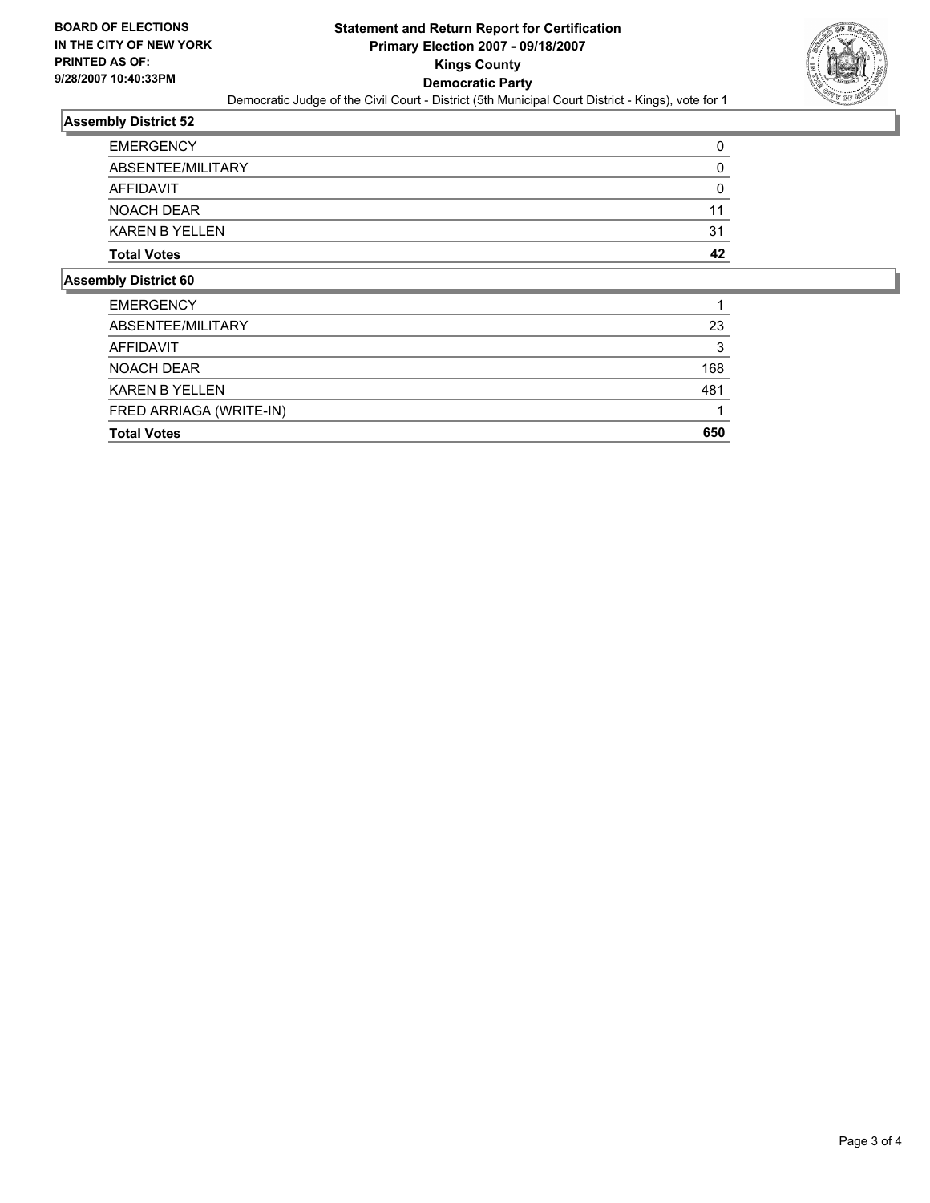**BOARD OF ELECTIONS IN THE CITY OF NEW YORK PRINTED AS OF: 9/28/2007 10:40:33PM**

# Statement and Return Report for Certification
## Primary Election 2007 - 09/18/2007
## Kings County
## Democratic Party

Democratic Judge of the Civil Court - District (5th Municipal Court District - Kings), vote for 1

### Assembly District 52

| | |
|---|---|
| EMERGENCY | 0 |
| ABSENTEE/MILITARY | 0 |
| AFFIDAVIT | 0 |
| NOACH DEAR | 11 |
| KAREN B YELLEN | 31 |
| **Total Votes** | **42** |

### Assembly District 60

| | |
|---|---|
| EMERGENCY | 1 |
| ABSENTEE/MILITARY | 23 |
| AFFIDAVIT | 3 |
| NOACH DEAR | 168 |
| KAREN B YELLEN | 481 |
| FRED ARRIAGA (WRITE-IN) | 1 |
| **Total Votes** | **650** |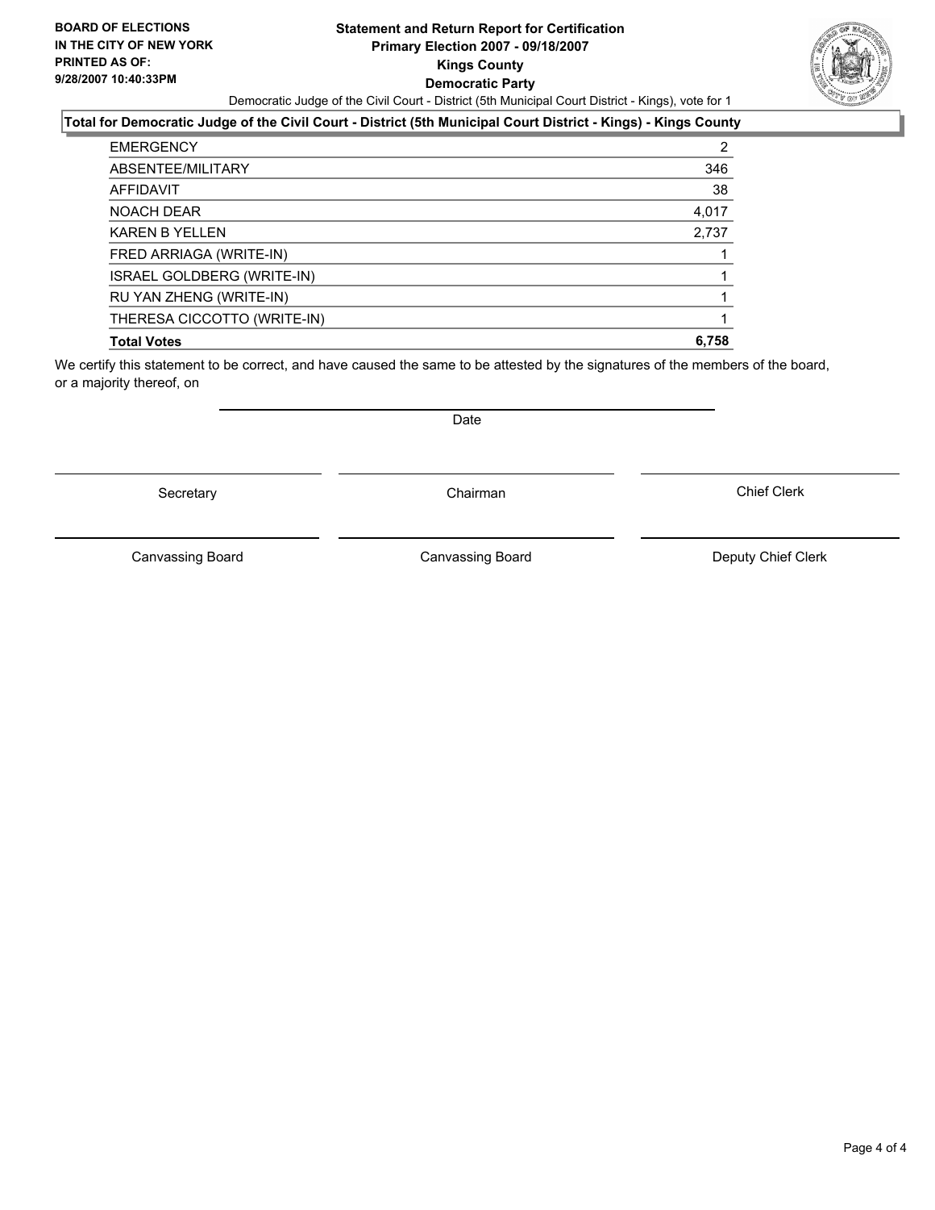**BOARD OF ELECTIONS IN THE CITY OF NEW YORK PRINTED AS OF: 9/28/2007 10:40:33PM**

# Statement and Return Report for Certification
## Primary Election 2007 - 09/18/2007
## Kings County
## Democratic Party

Democratic Judge of the Civil Court - District (5th Municipal Court District - Kings), vote for 1

**Total for Democratic Judge of the Civil Court - District (5th Municipal Court District - Kings) - Kings County**

| | |
|---|---|
| EMERGENCY | 2 |
| ABSENTEE/MILITARY | 346 |
| AFFIDAVIT | 38 |
| NOACH DEAR | 4,017 |
| KAREN B YELLEN | 2,737 |
| FRED ARRIAGA (WRITE-IN) | 1 |
| ISRAEL GOLDBERG (WRITE-IN) | 1 |
| RU YAN ZHENG (WRITE-IN) | 1 |
| THERESA CICCOTTO (WRITE-IN) | 1 |
| **Total Votes** | **6,758** |

We certify this statement to be correct, and have caused the same to be attested by the signatures of the members of the board, or a majority thereof, on

Date

Secretary

Chairman

Chief Clerk

Canvassing Board

Canvassing Board

Deputy Chief Clerk